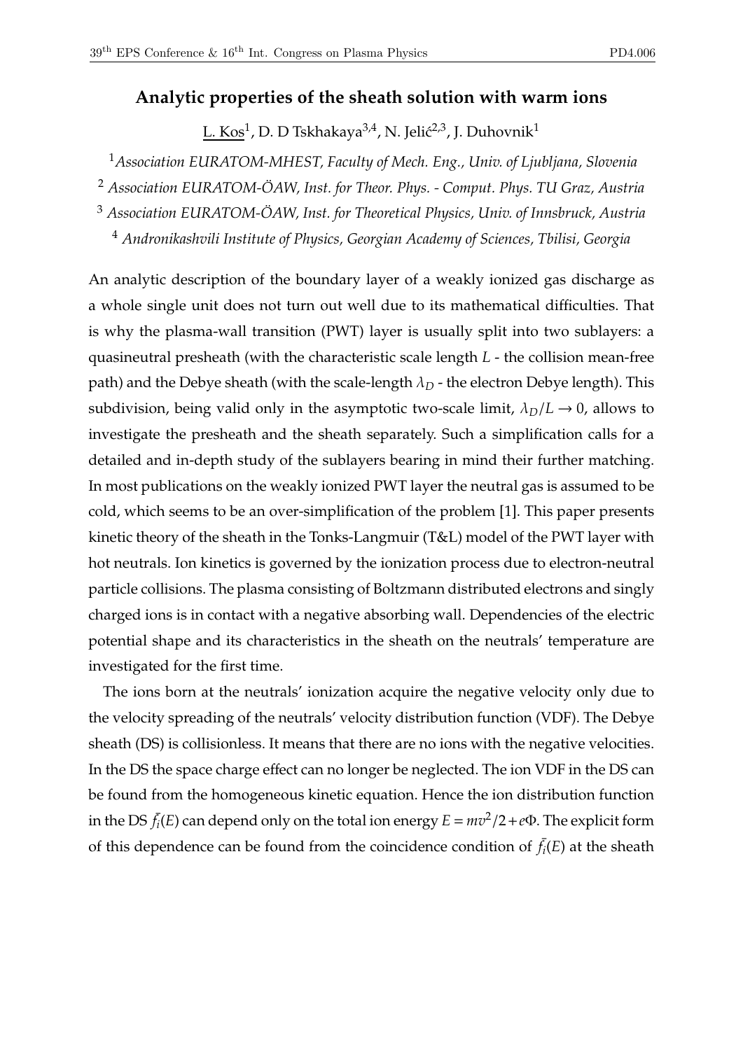## Analytic properties of the sheath solution with warm ions

L. Kos[1], D. D Tskhakaya[3,4], N. Jelić[2,3], J. Duhovnik[1]

[1] *Association EURATOM-MHEST, Faculty of Mech. Eng., Univ. of Ljubljana, Slovenia*

[2] *Association EURATOM-ÖAW, Inst. for Theor. Phys. - Comput. Phys. TU Graz, Austria*

[3] *Association EURATOM-ÖAW, Inst. for Theoretical Physics, Univ. of Innsbruck, Austria*

[4] *Andronikashvili Institute of Physics, Georgian Academy of Sciences, Tbilisi, Georgia*

An analytic description of the boundary layer of a weakly ionized gas discharge as a whole single unit does not turn out well due to its mathematical difficulties. That is why the plasma-wall transition (PWT) layer is usually split into two sublayers: a quasineutral presheath (with the characteristic scale length $L$ - the collision mean-free path) and the Debye sheath (with the scale-length $\lambda_D$ - the electron Debye length). This subdivision, being valid only in the asymptotic two-scale limit, $\lambda_D/L \to 0$, allows to investigate the presheath and the sheath separately. Such a simplification calls for a detailed and in-depth study of the sublayers bearing in mind their further matching. In most publications on the weakly ionized PWT layer the neutral gas is assumed to be cold, which seems to be an over-simplification of the problem [1]. This paper presents kinetic theory of the sheath in the Tonks-Langmuir (T&L) model of the PWT layer with hot neutrals. Ion kinetics is governed by the ionization process due to electron-neutral particle collisions. The plasma consisting of Boltzmann distributed electrons and singly charged ions is in contact with a negative absorbing wall. Dependencies of the electric potential shape and its characteristics in the sheath on the neutrals' temperature are investigated for the first time.

The ions born at the neutrals' ionization acquire the negative velocity only due to the velocity spreading of the neutrals' velocity distribution function (VDF). The Debye sheath (DS) is collisionless. It means that there are no ions with the negative velocities. In the DS the space charge effect can no longer be neglected. The ion VDF in the DS can be found from the homogeneous kinetic equation. Hence the ion distribution function in the DS $\bar{f}_i(E)$ can depend only on the total ion energy $E = mv^2/2 + e\Phi$. The explicit form of this dependence can be found from the coincidence condition of $\bar{f}_i(E)$ at the sheath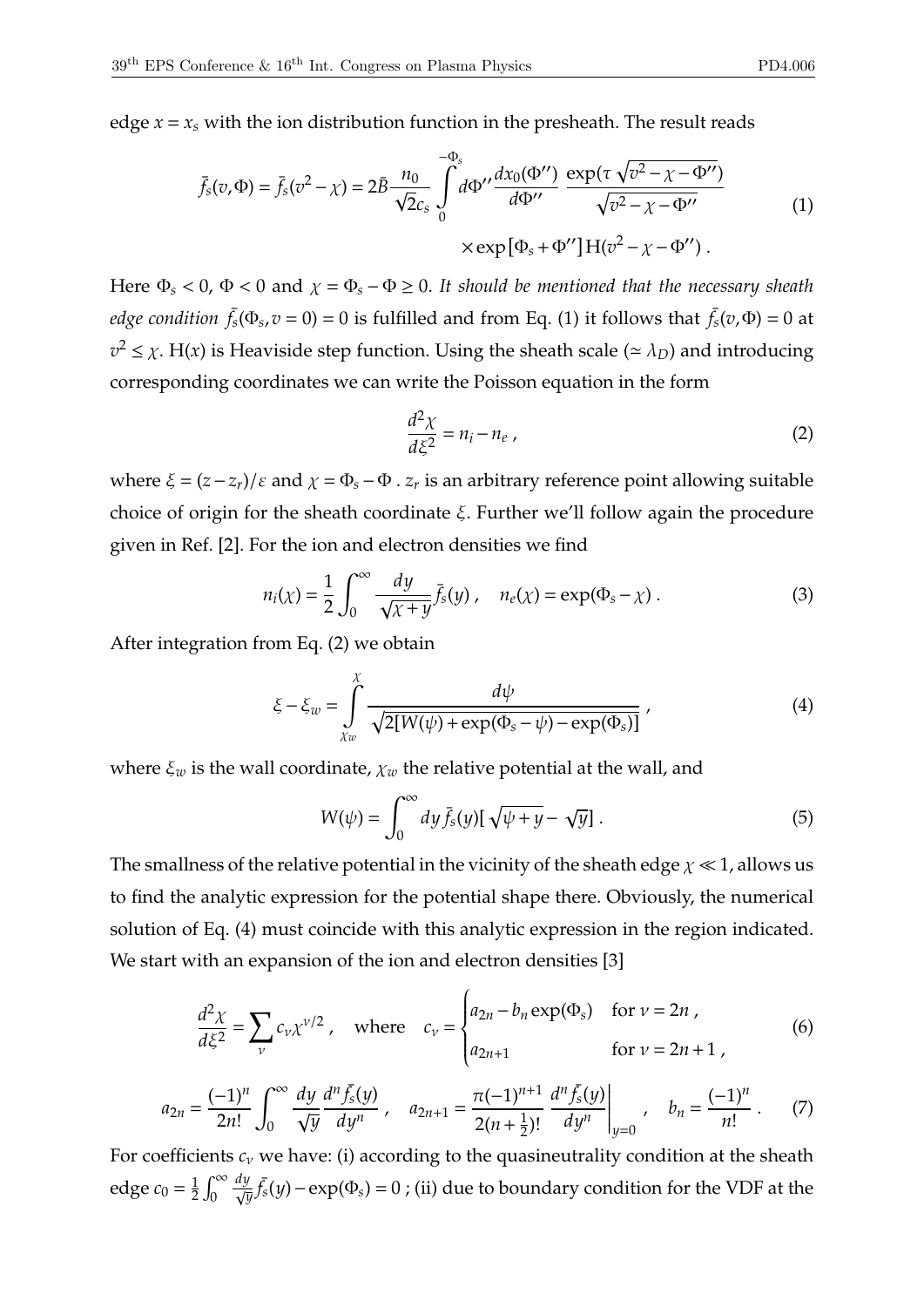edge $x = x_s$ with the ion distribution function in the presheath. The result reads

$$\bar{f}_s(v,\Phi) = \bar{f}_s(v^2-\chi) = 2\bar{B}\frac{n_0}{\sqrt{2}c_s}\int_0^{-\Phi_s} d\Phi'' \frac{dx_0(\Phi'')}{d\Phi''}\,\frac{\exp(\tau\sqrt{v^2-\chi-\Phi''})}{\sqrt{v^2-\chi-\Phi''}} \times \exp[\Phi_s+\Phi'']\mathrm{H}(v^2-\chi-\Phi'')\,. \tag{1}$$

Here $\Phi_s < 0$, $\Phi < 0$ and $\chi = \Phi_s - \Phi \geq 0$. *It should be mentioned that the necessary sheath edge condition* $\bar{f}_s(\Phi_s, v=0) = 0$ is fulfilled and from Eq. (1) it follows that $\bar{f}_s(v,\Phi) = 0$ at $v^2 \leq \chi$. $\mathrm{H}(x)$ is Heaviside step function. Using the sheath scale ($\simeq \lambda_D$) and introducing corresponding coordinates we can write the Poisson equation in the form

$$\frac{d^2\chi}{d\xi^2} = n_i - n_e\,, \tag{2}$$

where $\xi = (z - z_r)/\varepsilon$ and $\chi = \Phi_s - \Phi$ . $z_r$ is an arbitrary reference point allowing suitable choice of origin for the sheath coordinate $\xi$. Further we'll follow again the procedure given in Ref. [2]. For the ion and electron densities we find

$$n_i(\chi) = \frac{1}{2}\int_0^\infty \frac{dy}{\sqrt{\chi+y}}\bar{f}_s(y)\,, \quad n_e(\chi) = \exp(\Phi_s - \chi)\,. \tag{3}$$

After integration from Eq. (2) we obtain

$$\xi - \xi_w = \int_{\chi_w}^{\chi} \frac{d\psi}{\sqrt{2[W(\psi) + \exp(\Phi_s - \psi) - \exp(\Phi_s)]}}\,, \tag{4}$$

where $\xi_w$ is the wall coordinate, $\chi_w$ the relative potential at the wall, and

$$W(\psi) = \int_0^\infty dy\,\bar{f}_s(y)[\sqrt{\psi+y} - \sqrt{y}]\,. \tag{5}$$

The smallness of the relative potential in the vicinity of the sheath edge $\chi \ll 1$, allows us to find the analytic expression for the potential shape there. Obviously, the numerical solution of Eq. (4) must coincide with this analytic expression in the region indicated. We start with an expansion of the ion and electron densities [3]

$$\frac{d^2\chi}{d\xi^2} = \sum_\nu c_\nu \chi^{\nu/2}\,, \quad \text{where} \quad c_\nu = \begin{cases} a_{2n} - b_n\exp(\Phi_s) & \text{for } \nu = 2n\,, \\ a_{2n+1} & \text{for } \nu = 2n+1\,, \end{cases} \tag{6}$$

$$a_{2n} = \frac{(-1)^n}{2n!}\int_0^\infty \frac{dy}{\sqrt{y}}\frac{d^n\bar{f}_s(y)}{dy^n}\,, \quad a_{2n+1} = \frac{\pi(-1)^{n+1}}{2(n+\frac{1}{2})!}\left.\frac{d^n\bar{f}_s(y)}{dy^n}\right|_{y=0}\,, \quad b_n = \frac{(-1)^n}{n!}\,. \tag{7}$$

For coefficients $c_\nu$ we have: (i) according to the quasineutrality condition at the sheath edge $c_0 = \frac{1}{2}\int_0^\infty \frac{dy}{\sqrt{y}}\bar{f}_s(y) - \exp(\Phi_s) = 0$ ; (ii) due to boundary condition for the VDF at the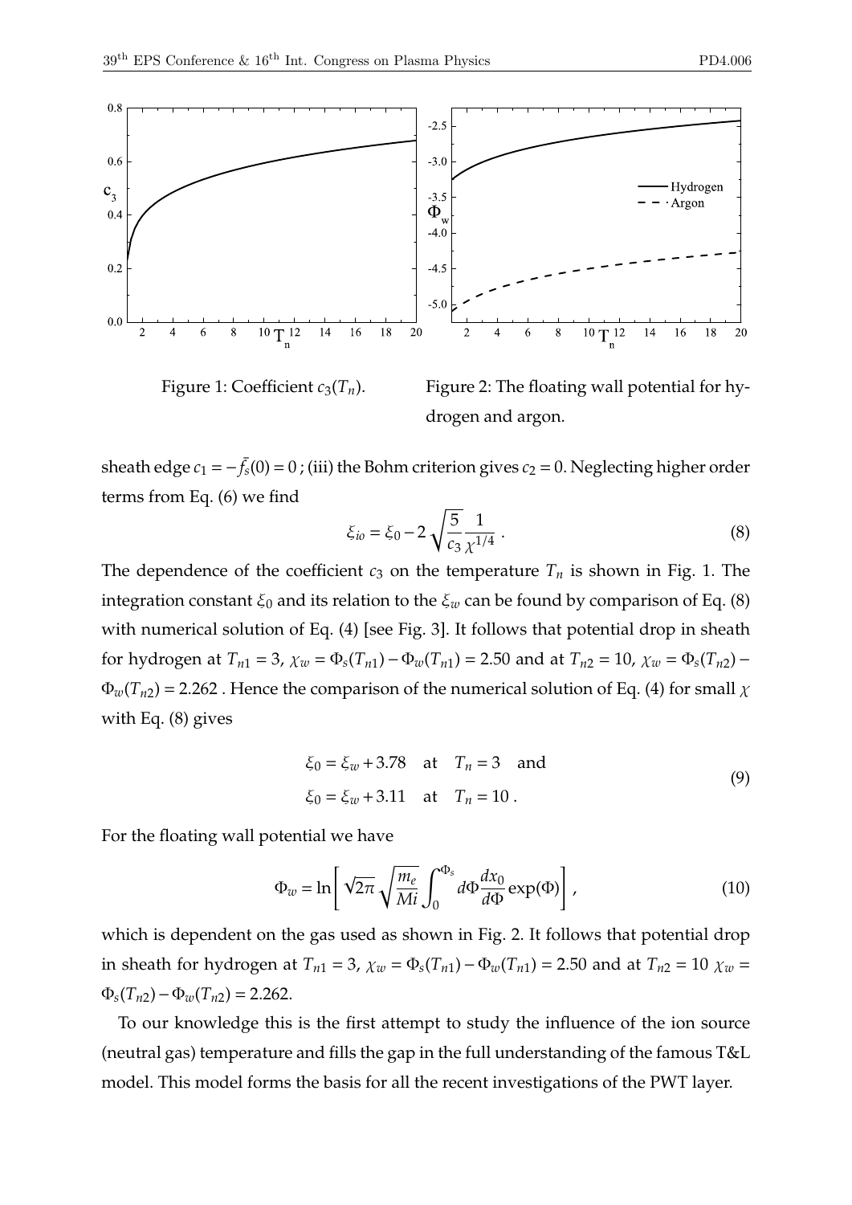Figure 1: Coefficient $c_3(T_n)$.

Figure 2: The floating wall potential for hydrogen and argon.

sheath edge $c_1 = -\bar{f}_s(0) = 0$ ; (iii) the Bohm criterion gives $c_2 = 0$. Neglecting higher order terms from Eq. (6) we find

$$\xi_{io} = \xi_0 - 2\sqrt{\frac{5}{c_3}}\frac{1}{\chi^{1/4}} \ . \tag{8}$$

The dependence of the coefficient $c_3$ on the temperature $T_n$ is shown in Fig. 1. The integration constant $\xi_0$ and its relation to the $\xi_w$ can be found by comparison of Eq. (8) with numerical solution of Eq. (4) [see Fig. 3]. It follows that potential drop in sheath for hydrogen at $T_{n1} = 3$, $\chi_w = \Phi_s(T_{n1}) - \Phi_w(T_{n1}) = 2.50$ and at $T_{n2} = 10$, $\chi_w = \Phi_s(T_{n2}) - \Phi_w(T_{n2}) = 2.262$ . Hence the comparison of the numerical solution of Eq. (4) for small $\chi$ with Eq. (8) gives

$$\begin{aligned} \xi_0 &= \xi_w + 3.78 \quad \text{at} \quad T_n = 3 \quad \text{and} \\ \xi_0 &= \xi_w + 3.11 \quad \text{at} \quad T_n = 10 \ . \end{aligned} \tag{9}$$

For the floating wall potential we have

$$\Phi_w = \ln\left[\sqrt{2\pi}\sqrt{\frac{m_e}{Mi}}\int_0^{\Phi_s} d\Phi \frac{dx_0}{d\Phi}\exp(\Phi)\right] , \tag{10}$$

which is dependent on the gas used as shown in Fig. 2. It follows that potential drop in sheath for hydrogen at $T_{n1} = 3$, $\chi_w = \Phi_s(T_{n1}) - \Phi_w(T_{n1}) = 2.50$ and at $T_{n2} = 10$ $\chi_w = \Phi_s(T_{n2}) - \Phi_w(T_{n2}) = 2.262$.

To our knowledge this is the first attempt to study the influence of the ion source (neutral gas) temperature and fills the gap in the full understanding of the famous T&L model. This model forms the basis for all the recent investigations of the PWT layer.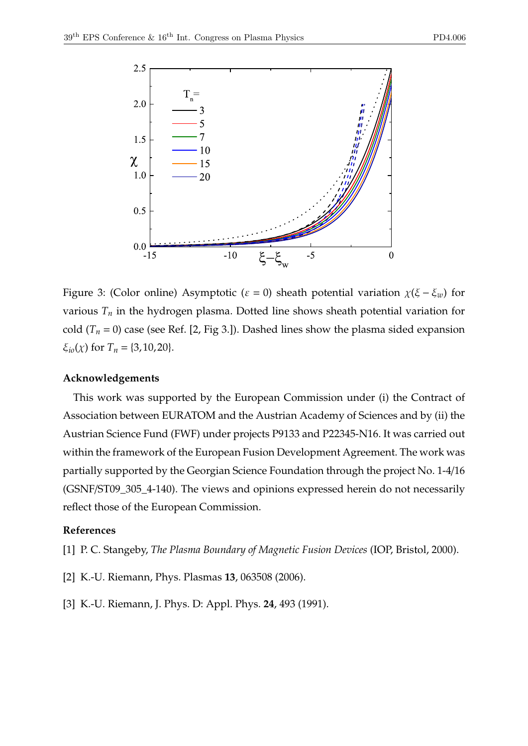2.5
2.0
1.5
1.0
0.5
0.0
$\chi$
$T_n$ =
3
5
7
10
15
20
-15
-10
-5
0
$\xi - \xi_w$

Figure 3: (Color online) Asymptotic ($\varepsilon = 0$) sheath potential variation $\chi(\xi - \xi_w)$ for various $T_n$ in the hydrogen plasma. Dotted line shows sheath potential variation for cold ($T_n = 0$) case (see Ref. [2, Fig 3.]). Dashed lines show the plasma sided expansion $\xi_{io}(\chi)$ for $T_n = \{3, 10, 20\}$.

## Acknowledgements

This work was supported by the European Commission under (i) the Contract of Association between EURATOM and the Austrian Academy of Sciences and by (ii) the Austrian Science Fund (FWF) under projects P9133 and P22345-N16. It was carried out within the framework of the European Fusion Development Agreement. The work was partially supported by the Georgian Science Foundation through the project No. 1-4/16 (GSNF/ST09_305_4-140). The views and opinions expressed herein do not necessarily reflect those of the European Commission.

## References

[1] P. C. Stangeby, *The Plasma Boundary of Magnetic Fusion Devices* (IOP, Bristol, 2000).

[2] K.-U. Riemann, Phys. Plasmas **13**, 063508 (2006).

[3] K.-U. Riemann, J. Phys. D: Appl. Phys. **24**, 493 (1991).